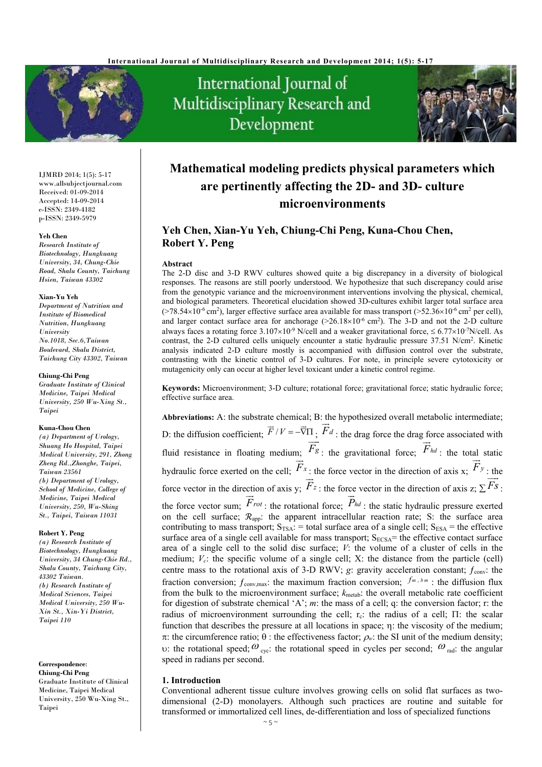# Mathematical modeling predicts physical parameters which are pertinently affecting the 2D- and 3D- culture microenvironments

IJMRD 2014; 1(5): 5-17
www.allsubjectjournal.com
Received: 01-09-2014
Accepted: 14-09-2014
e-ISSN: 2349-4182
p-ISSN: 2349-5979

**Yeh Chen, Xian-Yu Yeh, Chiung-Chi Peng, Kuna-Chou Chen, Robert Y. Peng**

**Yeh Chen**
*Research Institute of Biotechnology, Hungkuang University, 34, Chung-Chie Road, Shalu County, Taichung Hsien, Taiwan 43302*

**Xian-Yu Yeh**
*Department of Nutrition and Institute of Biomedical Nutrition, Hungkuang University No.1018, Sec.6,Taiwan Boulevard, Shalu District, Taichung City 43302, Taiwan*

**Chiung-Chi Peng**
*Graduate Institute of Clinical Medicine, Taipei Medical University, 250 Wu-Xing St., Taipei*

**Kuna-Chou Chen**
*(a) Department of Urology, Shuang Ho Hospital, Taipei Medical University, 291, Zhong Zheng Rd.,Zhonghe, Taipei, Taiwan 23561*
*(b) Department of Urology, School of Medicine, College of Medicine, Taipei Medical University, 250, Wu-Shing St., Taipei, Taiwan 11031*

**Robert Y. Peng**
*(a) Research Institute of Biotechnology, Hungkuang University, 34 Chung-Chie Rd., Shalu County, Taichung City, 43302 Taiwan.*
*(b) Research Institute of Medical Sciences, Taipei Medical University, 250 Wu-Xin St., Xin-Yi District, Taipei 110*

**Correspondence:**
**Chiung-Chi Peng**
Graduate Institute of Clinical Medicine, Taipei Medical University, 250 Wu-Xing St., Taipei

**Abstract**

The 2-D disc and 3-D RWV cultures showed quite a big discrepancy in a diversity of biological responses. The reasons are still poorly understood. We hypothesize that such discrepancy could arise from the genotypic variance and the microenvironment interventions involving the physical, chemical, and biological parameters. Theoretical elucidation showed 3D-cultures exhibit larger total surface area (>78.54×10$^{-6}$ cm$^2$), larger effective surface area available for mass transport (>52.36×10$^{-6}$ cm$^2$ per cell), and larger contact surface area for anchorage (>26.18×10$^{-6}$ cm$^2$). The 3-D and not the 2-D culture always faces a rotating force 3.107×10$^{-9}$ N/cell and a weaker gravitational force, ≤ 6.77×10$^{-7}$N/cell. As contrast, the 2-D cultured cells uniquely encounter a static hydraulic pressure 37.51 N/cm$^2$. Kinetic analysis indicated 2-D culture mostly is accompanied with diffusion control over the substrate, contrasting with the kinetic control of 3-D cultures. For note, in principle severe cytotoxicity or mutagenicity only can occur at higher level toxicant under a kinetic control regime.

**Keywords:** Microenvironment; 3-D culture; rotational force; gravitational force; static hydraulic force; effective surface area.

**Abbreviations:** A: the substrate chemical; B: the hypothesized overall metabolic intermediate; D: the diffusion coefficient; $\vec{F}/V = -\vec{\nabla}\Pi$; $\vec{F}_d$: the drag force the drag force associated with fluid resistance in floating medium; $\vec{F}_g$: the gravitational force; $\vec{F}_{hd}$: the total static hydraulic force exerted on the cell; $\vec{F}_x$: the force vector in the direction of axis x; $\vec{F}_y$: the force vector in the direction of axis y; $\vec{F}_z$: the force vector in the direction of axis z; $\sum\vec{F}s$: the force vector sum; $\vec{F}_{rot}$: the rotational force; $\vec{P}_{hd}$: the static hydraulic pressure exerted on the cell surface; $\mathcal{R}_{app}$: the apparent intracellular reaction rate; S: the surface area contributing to mass transport; $S_{TSA}$: = total surface area of a single cell; $S_{ESA}$ = the effective surface area of a single cell available for mass transport; $S_{ECSA}$= the effective contact surface area of a single cell to the solid disc surface; $V$: the volume of a cluster of cells in the medium; $V_c$: the specific volume of a single cell; X: the distance from the particle (cell) centre mass to the rotational axis of 3-D RWV; $g$: gravity acceleration constant; $f_{conv}$: the fraction conversion; $f_{conv,max}$: the maximum fraction conversion; $f_{m,bm}$: the diffusion flux from the bulk to the microenvironment surface; $k_{metab}$: the overall metabolic rate coefficient for digestion of substrate chemical 'A'; $m$: the mass of a cell; q: the conversion factor; r: the radius of microenvironment surrounding the cell; $r_c$: the radius of a cell; Π: the scalar function that describes the pressure at all locations in space; η: the viscosity of the medium; π: the circumference ratio; θ : the effectiveness factor; $\rho_w$: the SI unit of the medium density; υ: the rotational speed; $\omega_{cyc}$: the rotational speed in cycles per second; $\omega_{rad}$: the angular speed in radians per second.

## 1. Introduction

Conventional adherent tissue culture involves growing cells on solid flat surfaces as two-dimensional (2-D) monolayers. Although such practices are routine and suitable for transformed or immortalized cell lines, de-differentiation and loss of specialized functions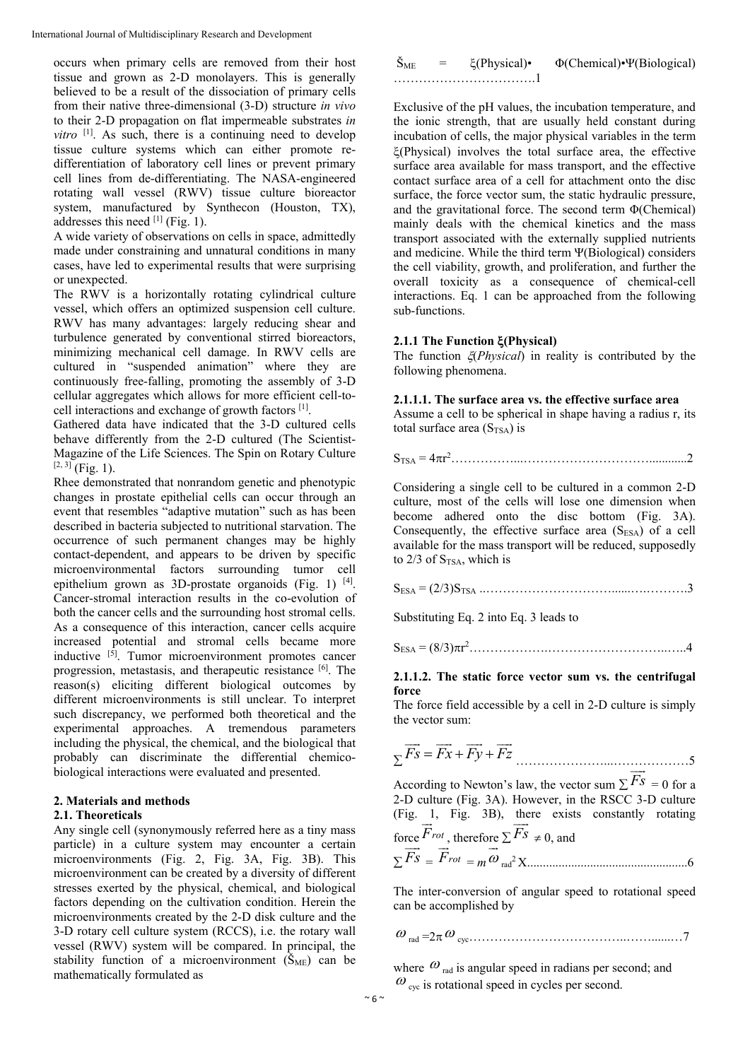occurs when primary cells are removed from their host tissue and grown as 2-D monolayers. This is generally believed to be a result of the dissociation of primary cells from their native three-dimensional (3-D) structure *in vivo* to their 2-D propagation on flat impermeable substrates *in vitro* [1]. As such, there is a continuing need to develop tissue culture systems which can either promote re-differentiation of laboratory cell lines or prevent primary cell lines from de-differentiating. The NASA-engineered rotating wall vessel (RWV) tissue culture bioreactor system, manufactured by Synthecon (Houston, TX), addresses this need [1] (Fig. 1).

A wide variety of observations on cells in space, admittedly made under constraining and unnatural conditions in many cases, have led to experimental results that were surprising or unexpected.

The RWV is a horizontally rotating cylindrical culture vessel, which offers an optimized suspension cell culture. RWV has many advantages: largely reducing shear and turbulence generated by conventional stirred bioreactors, minimizing mechanical cell damage. In RWV cells are cultured in "suspended animation" where they are continuously free-falling, promoting the assembly of 3-D cellular aggregates which allows for more efficient cell-to-cell interactions and exchange of growth factors [1].

Gathered data have indicated that the 3-D cultured cells behave differently from the 2-D cultured (The Scientist-Magazine of the Life Sciences. The Spin on Rotary Culture [2, 3] (Fig. 1).

Rhee demonstrated that nonrandom genetic and phenotypic changes in prostate epithelial cells can occur through an event that resembles "adaptive mutation" such as has been described in bacteria subjected to nutritional starvation. The occurrence of such permanent changes may be highly contact-dependent, and appears to be driven by specific microenvironmental factors surrounding tumor cell epithelium grown as 3D-prostate organoids (Fig. 1) [4]. Cancer-stromal interaction results in the co-evolution of both the cancer cells and the surrounding host stromal cells. As a consequence of this interaction, cancer cells acquire increased potential and stromal cells became more inductive [5]. Tumor microenvironment promotes cancer progression, metastasis, and therapeutic resistance [6]. The reason(s) eliciting different biological outcomes by different microenvironments is still unclear. To interpret such discrepancy, we performed both theoretical and the experimental approaches. A tremendous parameters including the physical, the chemical, and the biological that probably can discriminate the differential chemico-biological interactions were evaluated and presented.

## 2. Materials and methods

### 2.1. Theoreticals

Any single cell (synonymously referred here as a tiny mass particle) in a culture system may encounter a certain microenvironments (Fig. 2, Fig. 3A, Fig. 3B). This microenvironment can be created by a diversity of different stresses exerted by the physical, chemical, and biological factors depending on the cultivation condition. Herein the microenvironments created by the 2-D disk culture and the 3-D rotary cell culture system (RCCS), i.e. the rotary wall vessel (RWV) system will be compared. In principal, the stability function of a microenvironment ($\check{S}_{ME}$) can be mathematically formulated as

$$\check{S}_{ME} = \xi(\text{Physical}) \bullet \Phi(\text{Chemical}) \bullet \Psi(\text{Biological}) \quad \text{......1}$$

Exclusive of the pH values, the incubation temperature, and the ionic strength, that are usually held constant during incubation of cells, the major physical variables in the term ξ(Physical) involves the total surface area, the effective surface area available for mass transport, and the effective contact surface area of a cell for attachment onto the disc surface, the force vector sum, the static hydraulic pressure, and the gravitational force. The second term Φ(Chemical) mainly deals with the chemical kinetics and the mass transport associated with the externally supplied nutrients and medicine. While the third term Ψ(Biological) considers the cell viability, growth, and proliferation, and further the overall toxicity as a consequence of chemical-cell interactions. Eq. 1 can be approached from the following sub-functions.

#### 2.1.1 The Function ξ(Physical)

The function *ξ(Physical)* in reality is contributed by the following phenomena.

##### 2.1.1.1. The surface area vs. the effective surface area

Assume a cell to be spherical in shape having a radius r, its total surface area ($S_{TSA}$) is

$$S_{TSA} = 4\pi r^2 \quad \text{......2}$$

Considering a single cell to be cultured in a common 2-D culture, most of the cells will lose one dimension when become adhered onto the disc bottom (Fig. 3A). Consequently, the effective surface area ($S_{ESA}$) of a cell available for the mass transport will be reduced, supposedly to 2/3 of $S_{TSA}$, which is

$$S_{ESA} = (2/3)S_{TSA} \quad \text{......3}$$

Substituting Eq. 2 into Eq. 3 leads to

$$S_{ESA} = (8/3)\pi r^2 \quad \text{......4}$$

##### 2.1.1.2. The static force vector sum vs. the centrifugal force

The force field accessible by a cell in 2-D culture is simply the vector sum:

$$\sum \overrightarrow{Fs} = \overrightarrow{Fx} + \overrightarrow{Fy} + \overrightarrow{Fz} \quad \text{......5}$$

According to Newton's law, the vector sum $\sum \overrightarrow{Fs} = 0$ for a 2-D culture (Fig. 3A). However, in the RSCC 3-D culture (Fig. 1, Fig. 3B), there exists constantly rotating force $\overrightarrow{F_{rot}}$, therefore $\sum \overrightarrow{Fs} \neq 0$, and

$$\sum \overrightarrow{Fs} = \overrightarrow{F_{rot}} = m\,\vec{\omega}_{rad}^{\,2} X \quad \text{......6}$$

The inter-conversion of angular speed to rotational speed can be accomplished by

$$\omega_{rad} = 2\pi\,\omega_{cyc} \quad \text{......7}$$

where $\omega_{rad}$ is angular speed in radians per second; and $\omega_{cyc}$ is rotational speed in cycles per second.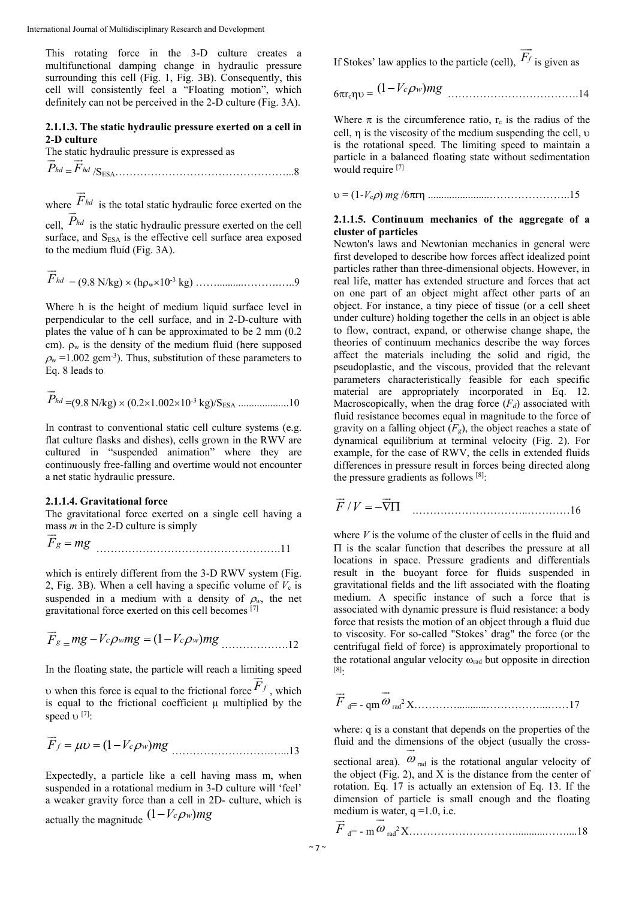This rotating force in the 3-D culture creates a multifunctional damping change in hydraulic pressure surrounding this cell (Fig. 1, Fig. 3B). Consequently, this cell will consistently feel a "Floating motion", which definitely can not be perceived in the 2-D culture (Fig. 3A).

#### 2.1.1.3. The static hydraulic pressure exerted on a cell in 2-D culture

The static hydraulic pressure is expressed as

$$\vec{P}_{hd} = \vec{F}_{hd} / S_{ESA} \quad \text{.......8}$$

where $\vec{F}_{hd}$ is the total static hydraulic force exerted on the cell, $\vec{P}_{hd}$ is the static hydraulic pressure exerted on the cell surface, and $S_{ESA}$ is the effective cell surface area exposed to the medium fluid (Fig. 3A).

$$\vec{F}_{hd} = (9.8\ \text{N/kg}) \times (h\rho_w \times 10^{-3}\ \text{kg}) \quad \text{.......9}$$

Where h is the height of medium liquid surface level in perpendicular to the cell surface, and in 2-D-culture with plates the value of h can be approximated to be 2 mm (0.2 cm). $\rho_w$ is the density of the medium fluid (here supposed $\rho_w$ =1.002 gcm$^{-3}$). Thus, substitution of these parameters to Eq. 8 leads to

$$\vec{P}_{hd} = (9.8\ \text{N/kg}) \times (0.2 \times 1.002 \times 10^{-3}\ \text{kg})/S_{ESA} \quad \text{.......10}$$

In contrast to conventional static cell culture systems (e.g. flat culture flasks and dishes), cells grown in the RWV are cultured in "suspended animation" where they are continuously free-falling and overtime would not encounter a net static hydraulic pressure.

#### 2.1.1.4. Gravitational force

The gravitational force exerted on a single cell having a mass *m* in the 2-D culture is simply

$$\vec{F}_g = mg \quad \text{.......11}$$

which is entirely different from the 3-D RWV system (Fig. 2, Fig. 3B). When a cell having a specific volume of $V_c$ is suspended in a medium with a density of $\rho_w$, the net gravitational force exerted on this cell becomes [7]

$$\vec{F}_g = mg - V_c\rho_w mg = (1 - V_c\rho_w)mg \quad \text{.......12}$$

In the floating state, the particle will reach a limiting speed $\upsilon$ when this force is equal to the frictional force $\vec{F}_f$, which is equal to the frictional coefficient μ multiplied by the speed $\upsilon$ [7]:

$$\vec{F}_f = \mu\upsilon = (1 - V_c\rho_w)mg \quad \text{.......13}$$

Expectedly, a particle like a cell having mass m, when suspended in a rotational medium in 3-D culture will 'feel' a weaker gravity force than a cell in 2D- culture, which is actually the magnitude $(1 - V_c\rho_w)mg$

If Stokes' law applies to the particle (cell), $\vec{F}_f$ is given as

$$6\pi r_c \eta \upsilon = (1 - V_c\rho_w)mg \quad \text{.......14}$$

Where $\pi$ is the circumference ratio, $r_c$ is the radius of the cell, $\eta$ is the viscosity of the medium suspending the cell, $\upsilon$ is the rotational speed. The limiting speed to maintain a particle in a balanced floating state without sedimentation would require [7]

$$\upsilon = (1 - V_c\rho)\, mg / 6\pi r\eta \quad \text{.......15}$$

#### 2.1.1.5. Continuum mechanics of the aggregate of a cluster of particles

Newton's laws and Newtonian mechanics in general were first developed to describe how forces affect idealized point particles rather than three-dimensional objects. However, in real life, matter has extended structure and forces that act on one part of an object might affect other parts of an object. For instance, a tiny piece of tissue (or a cell sheet under culture) holding together the cells in an object is able to flow, contract, expand, or otherwise change shape, the theories of continuum mechanics describe the way forces affect the materials including the solid and rigid, the pseudoplastic, and the viscous, provided that the relevant parameters characteristically feasible for each specific material are appropriately incorporated in Eq. 12. Macroscopically, when the drag force ($F_d$) associated with fluid resistance becomes equal in magnitude to the force of gravity on a falling object ($F_g$), the object reaches a state of dynamical equilibrium at terminal velocity (Fig. 2). For example, for the case of RWV, the cells in extended fluids differences in pressure result in forces being directed along the pressure gradients as follows [8]:

$$\vec{F}/V = -\vec{\nabla}\Pi \quad \text{.......16}$$

where *V* is the volume of the cluster of cells in the fluid and Π is the scalar function that describes the pressure at all locations in space. Pressure gradients and differentials result in the buoyant force for fluids suspended in gravitational fields and the lift associated with the floating medium. A specific instance of such a force that is associated with dynamic pressure is fluid resistance: a body force that resists the motion of an object through a fluid due to viscosity. For so-called "Stokes' drag" the force (or the centrifugal field of force) is approximately proportional to the rotational angular velocity $\omega_{rad}$ but opposite in direction [8]:

$$\vec{F}_d = -qm\vec{\omega}_{rad}^{\,2}X \quad \text{.......17}$$

where: q is a constant that depends on the properties of the fluid and the dimensions of the object (usually the cross-sectional area). $\vec{\omega}_{rad}$ is the rotational angular velocity of the object (Fig. 2), and X is the distance from the center of rotation. Eq. 17 is actually an extension of Eq. 13. If the dimension of particle is small enough and the floating medium is water, q =1.0, i.e.

$$\vec{F}_d = -m\vec{\omega}_{rad}^{\,2}X \quad \text{.......18}$$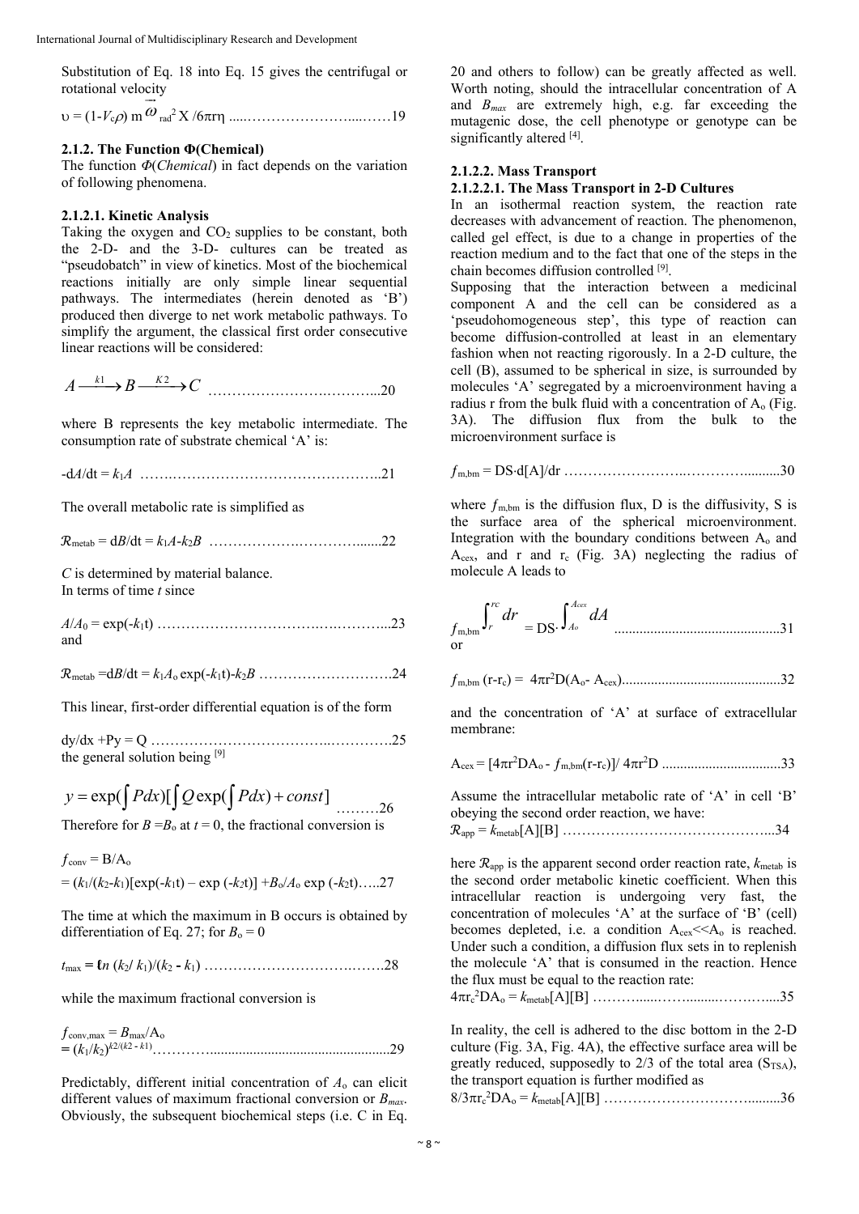Substitution of Eq. 18 into Eq. 15 gives the centrifugal or rotational velocity

$$\upsilon = (1-V_c\rho)\, m\, \vec{\omega}_{rad}^{2}\, X / 6\pi r\eta \quad \text{......19}$$

### 2.1.2. The Function Φ(Chemical)

The function $\Phi$(*Chemical*) in fact depends on the variation of following phenomena.

#### 2.1.2.1. Kinetic Analysis

Taking the oxygen and $CO_2$ supplies to be constant, both the 2-D- and the 3-D- cultures can be treated as "pseudobatch" in view of kinetics. Most of the biochemical reactions initially are only simple linear sequential pathways. The intermediates (herein denoted as 'B') produced then diverge to net work metabolic pathways. To simplify the argument, the classical first order consecutive linear reactions will be considered:

$$A \xrightarrow{k1} B \xrightarrow{K2} C \quad \text{......20}$$

where B represents the key metabolic intermediate. The consumption rate of substrate chemical 'A' is:

$$-dA/dt = k_1 A \quad \text{......21}$$

The overall metabolic rate is simplified as

$$\mathcal{R}_{metab} = dB/dt = k_1A - k_2B \quad \text{......22}$$

*C* is determined by material balance.
In terms of time *t* since

$$A/A_0 = \exp(-k_1 t) \quad \text{......23}$$

and

$$\mathcal{R}_{metab} = dB/dt = k_1 A_o \exp(-k_1 t) - k_2 B \quad \text{......24}$$

This linear, first-order differential equation is of the form

$$dy/dx + Py = Q \quad \text{......25}$$

the general solution being [9]

$$y = \exp(\int P dx)[\int Q \exp(\int P dx) + const] \quad \text{......26}$$

Therefore for $B = B_o$ at $t = 0$, the fractional conversion is

$$f_{conv} = B/A_o$$
$$= (k_1/(k_2-k_1))[\exp(-k_1 t) - \exp(-k_2 t)] + B_o/A_o \exp(-k_2 t) \quad \text{......27}$$

The time at which the maximum in B occurs is obtained by differentiation of Eq. 27; for $B_o = 0$

$$t_{max} = \ln(k_2/k_1)/(k_2 - k_1) \quad \text{......28}$$

while the maximum fractional conversion is

$$f_{conv,max} = B_{max}/A_o$$
$$= (k_1/k_2)^{k2/(k2-k1)} \quad \text{......29}$$

Predictably, different initial concentration of $A_o$ can elicit different values of maximum fractional conversion or $B_{max}$. Obviously, the subsequent biochemical steps (i.e. C in Eq. 20 and others to follow) can be greatly affected as well. Worth noting, should the intracellular concentration of A and $B_{max}$ are extremely high, e.g. far exceeding the mutagenic dose, the cell phenotype or genotype can be significantly altered [4].

#### 2.1.2.2. Mass Transport

##### 2.1.2.2.1. The Mass Transport in 2-D Cultures

In an isothermal reaction system, the reaction rate decreases with advancement of reaction. The phenomenon, called gel effect, is due to a change in properties of the reaction medium and to the fact that one of the steps in the chain becomes diffusion controlled [9].

Supposing that the interaction between a medicinal component A and the cell can be considered as a 'pseudohomogeneous step', this type of reaction can become diffusion-controlled at least in an elementary fashion when not reacting rigorously. In a 2-D culture, the cell (B), assumed to be spherical in size, is surrounded by molecules 'A' segregated by a microenvironment having a radius r from the bulk fluid with a concentration of $A_o$ (Fig. 3A). The diffusion flux from the bulk to the microenvironment surface is

$$f_{m,bm} = DS \cdot d[A]/dr \quad \text{......30}$$

where $f_{m,bm}$ is the diffusion flux, D is the diffusivity, S is the surface area of the spherical microenvironment. Integration with the boundary conditions between $A_o$ and $A_{cex}$, and r and $r_c$ (Fig. 3A) neglecting the radius of molecule A leads to

$$f_{m,bm}\int_{r}^{rc} dr = DS \cdot \int_{Ao}^{Acex} dA \quad \text{......31}$$

or

$$f_{m,bm}(r - r_c) = 4\pi r^2 D(A_o - A_{cex}) \quad \text{......32}$$

and the concentration of 'A' at surface of extracellular membrane:

$$A_{cex} = [4\pi r^2 DA_o - f_{m,bm}(r - r_c)]/4\pi r^2 D \quad \text{......33}$$

Assume the intracellular metabolic rate of 'A' in cell 'B' obeying the second order reaction, we have:

$$\mathcal{R}_{app} = k_{metab}[A][B] \quad \text{......34}$$

here $\mathcal{R}_{app}$ is the apparent second order reaction rate, $k_{metab}$ is the second order metabolic kinetic coefficient. When this intracellular reaction is undergoing very fast, the concentration of molecules 'A' at the surface of 'B' (cell) becomes depleted, i.e. a condition $A_{cex} << A_o$ is reached. Under such a condition, a diffusion flux sets in to replenish the molecule 'A' that is consumed in the reaction. Hence the flux must be equal to the reaction rate:

$$4\pi r_c^2 DA_o = k_{metab}[A][B] \quad \text{......35}$$

In reality, the cell is adhered to the disc bottom in the 2-D culture (Fig. 3A, Fig. 4A), the effective surface area will be greatly reduced, supposedly to 2/3 of the total area ($S_{TSA}$), the transport equation is further modified as

$$8/3\pi r_c^2 DA_o = k_{metab}[A][B] \quad \text{......36}$$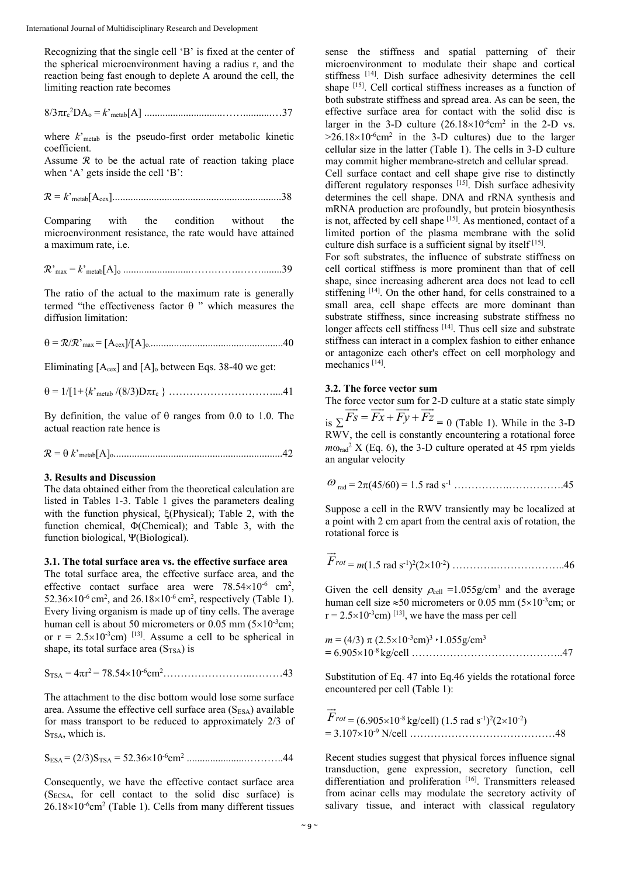Recognizing that the single cell 'B' is fixed at the center of the spherical microenvironment having a radius r, and the reaction being fast enough to deplete A around the cell, the limiting reaction rate becomes

$$8/3\pi r_c^2 DA_o = k'_{metab}[A] \quad\ldots\ldots 37$$

where $k'_{metab}$ is the pseudo-first order metabolic kinetic coefficient.

Assume $\mathcal{R}$ to be the actual rate of reaction taking place when 'A' gets inside the cell 'B':

$$\mathcal{R} = k'_{metab}[A_{cex}] \quad\ldots\ldots 38$$

Comparing with the condition without the microenvironment resistance, the rate would have attained a maximum rate, i.e.

$$\mathcal{R}'_{max} = k'_{metab}[A]_o \quad\ldots\ldots 39$$

The ratio of the actual to the maximum rate is generally termed "the effectiveness factor θ " which measures the diffusion limitation:

$$\theta = \mathcal{R}/\mathcal{R}'_{max} = [A_{cex}]/[A]_o \quad\ldots\ldots 40$$

Eliminating $[A_{cex}]$ and $[A]_o$ between Eqs. 38-40 we get:

$$\theta = 1/[1+\{k'_{metab}/(8/3)D\pi r_c\}\quad\ldots\ldots 41$$

By definition, the value of θ ranges from 0.0 to 1.0. The actual reaction rate hence is

$$\mathcal{R} = \theta\, k'_{metab}[A]_o \quad\ldots\ldots 42$$

### 3. Results and Discussion

The data obtained either from the theoretical calculation are listed in Tables 1-3. Table 1 gives the parameters dealing with the function physical, ξ(Physical); Table 2, with the function chemical, Φ(Chemical); and Table 3, with the function biological, Ψ(Biological).

#### 3.1. The total surface area vs. the effective surface area

The total surface area, the effective surface area, and the effective contact surface area were $78.54\times10^{-6}$ cm$^2$, $52.36\times10^{-6}$ cm$^2$, and $26.18\times10^{-6}$ cm$^2$, respectively (Table 1). Every living organism is made up of tiny cells. The average human cell is about 50 micrometers or 0.05 mm ($5\times10^{-3}$cm; or $r = 2.5\times10^{-3}$cm) [13]. Assume a cell to be spherical in shape, its total surface area ($S_{TSA}$) is

$$S_{TSA} = 4\pi r^2 = 78.54\times10^{-6}\text{cm}^2 \quad\ldots\ldots 43$$

The attachment to the disc bottom would lose some surface area. Assume the effective cell surface area ($S_{ESA}$) available for mass transport to be reduced to approximately 2/3 of $S_{TSA}$, which is.

$$S_{ESA} = (2/3)S_{TSA} = 52.36\times10^{-6}\text{cm}^2 \quad\ldots\ldots 44$$

Consequently, we have the effective contact surface area ($S_{ECSA}$, for cell contact to the solid disc surface) is $26.18\times10^{-6}$cm$^2$ (Table 1). Cells from many different tissues sense the stiffness and spatial patterning of their microenvironment to modulate their shape and cortical stiffness [14]. Dish surface adhesivity determines the cell shape [15]. Cell cortical stiffness increases as a function of both substrate stiffness and spread area. As can be seen, the effective surface area for contact with the solid disc is larger in the 3-D culture ($26.18\times10^{-6}$cm$^2$ in the 2-D vs. $>26.18\times10^{-6}$cm$^2$ in the 3-D cultures) due to the larger cellular size in the latter (Table 1). The cells in 3-D culture may commit higher membrane-stretch and cellular spread.

Cell surface contact and cell shape give rise to distinctly different regulatory responses [15]. Dish surface adhesivity determines the cell shape. DNA and rRNA synthesis and mRNA production are profoundly, but protein biosynthesis is not, affected by cell shape [15]. As mentioned, contact of a limited portion of the plasma membrane with the solid culture dish surface is a sufficient signal by itself [15].

For soft substrates, the influence of substrate stiffness on cell cortical stiffness is more prominent than that of cell shape, since increasing adherent area does not lead to cell stiffening [14]. On the other hand, for cells constrained to a small area, cell shape effects are more dominant than substrate stiffness, since increasing substrate stiffness no longer affects cell stiffness [14]. Thus cell size and substrate stiffness can interact in a complex fashion to either enhance or antagonize each other's effect on cell morphology and mechanics [14].

#### 3.2. The force vector sum

The force vector sum for 2-D culture at a static state simply is $\sum \overrightarrow{Fs} = \overrightarrow{Fx} + \overrightarrow{Fy} + \overrightarrow{Fz} = 0$ (Table 1). While in the 3-D RWV, the cell is constantly encountering a rotational force $m\omega_{rad}^2$ X (Eq. 6), the 3-D culture operated at 45 rpm yields an angular velocity

$$\omega_{rad} = 2\pi(45/60) = 1.5 \text{ rad s}^{-1} \quad\ldots\ldots 45$$

Suppose a cell in the RWV transiently may be localized at a point with 2 cm apart from the central axis of rotation, the rotational force is

$$\overrightarrow{F}_{rot} = m(1.5 \text{ rad s}^{-1})^2(2\times10^{-2}) \quad\ldots\ldots 46$$

Given the cell density $\rho_{cell}$ =1.055g/cm$^3$ and the average human cell size ≈50 micrometers or 0.05 mm ($5\times10^{-3}$cm; or $r = 2.5\times10^{-3}$cm) [13], we have the mass per cell

$$m = (4/3)\,\pi\,(2.5\times10^{-3}\text{cm})^3 \cdot 1.055\text{g/cm}^3$$
$$= 6.905\times10^{-8} \text{ kg/cell} \quad\ldots\ldots 47$$

Substitution of Eq. 47 into Eq.46 yields the rotational force encountered per cell (Table 1):

$$\overrightarrow{F}_{rot} = (6.905\times10^{-8} \text{ kg/cell})\,(1.5 \text{ rad s}^{-1})^2(2\times10^{-2})$$
$$= 3.107\times10^{-9} \text{ N/cell} \quad\ldots\ldots 48$$

Recent studies suggest that physical forces influence signal transduction, gene expression, secretory function, cell differentiation and proliferation [16]. Transmitters released from acinar cells may modulate the secretory activity of salivary tissue, and interact with classical regulatory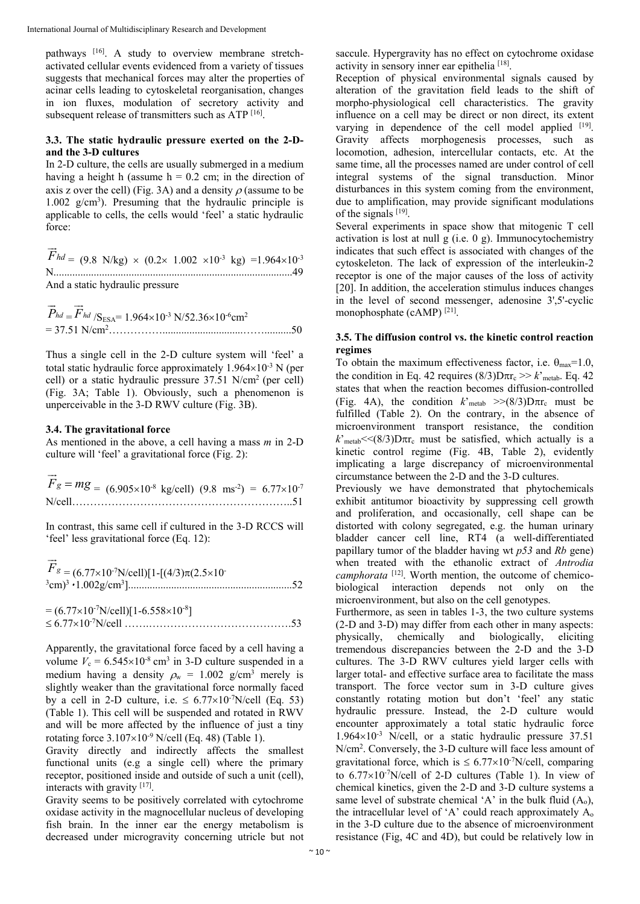pathways [16]. A study to overview membrane stretch-activated cellular events evidenced from a variety of tissues suggests that mechanical forces may alter the properties of acinar cells leading to cytoskeletal reorganisation, changes in ion fluxes, modulation of secretory activity and subsequent release of transmitters such as ATP [16].

### 3.3. The static hydraulic pressure exerted on the 2-D- and the 3-D cultures

In 2-D culture, the cells are usually submerged in a medium having a height h (assume h = 0.2 cm; in the direction of axis z over the cell) (Fig. 3A) and a density $\rho$ (assume to be 1.002 g/cm$^3$). Presuming that the hydraulic principle is applicable to cells, the cells would 'feel' a static hydraulic force:

$$\vec{F}_{hd} = (9.8 \text{ N/kg}) \times (0.2 \times 1.002 \times 10^{-3} \text{ kg}) = 1.964 \times 10^{-3} \text{ N} \quad \text{......49}$$

And a static hydraulic pressure

$$\vec{P}_{hd} = \vec{F}_{hd} / S_{ESA} = 1.964 \times 10^{-3} \text{ N}/52.36 \times 10^{-6} \text{cm}^2 = 37.51 \text{ N/cm}^2 \quad \text{......50}$$

Thus a single cell in the 2-D culture system will 'feel' a total static hydraulic force approximately 1.964×10$^{-3}$ N (per cell) or a static hydraulic pressure 37.51 N/cm$^2$ (per cell) (Fig. 3A; Table 1). Obviously, such a phenomenon is unperceivable in the 3-D RWV culture (Fig. 3B).

### 3.4. The gravitational force

As mentioned in the above, a cell having a mass *m* in 2-D culture will 'feel' a gravitational force (Fig. 2):

$$\vec{F}_g = mg = (6.905 \times 10^{-8} \text{ kg/cell}) \ (9.8 \text{ ms}^{-2}) = 6.77 \times 10^{-7} \text{ N/cell} \quad \text{......51}$$

In contrast, this same cell if cultured in the 3-D RCCS will 'feel' less gravitational force (Eq. 12):

$$\vec{F}_g = (6.77 \times 10^{-7} \text{N/cell})[1 - [(4/3)\pi(2.5 \times 10^{-3} \text{cm})^3 \cdot 1.002 \text{g/cm}^3] \quad \text{......52}$$

$$= (6.77 \times 10^{-7} \text{N/cell})[1 - 6.558 \times 10^{-8}] \leq 6.77 \times 10^{-7} \text{N/cell} \quad \text{......53}$$

Apparently, the gravitational force faced by a cell having a volume $V_c = 6.545 \times 10^{-8}$ cm$^3$ in 3-D culture suspended in a medium having a density $\rho_w$ = 1.002 g/cm$^3$ merely is slightly weaker than the gravitational force normally faced by a cell in 2-D culture, i.e. ≤ 6.77×10$^{-7}$N/cell (Eq. 53) (Table 1). This cell will be suspended and rotated in RWV and will be more affected by the influence of just a tiny rotating force 3.107×10$^{-9}$ N/cell (Eq. 48) (Table 1).

Gravity directly and indirectly affects the smallest functional units (e.g a single cell) where the primary receptor, positioned inside and outside of such a unit (cell), interacts with gravity [17].

Gravity seems to be positively correlated with cytochrome oxidase activity in the magnocellular nucleus of developing fish brain. In the inner ear the energy metabolism is decreased under microgravity concerning utricle but not saccule. Hypergravity has no effect on cytochrome oxidase activity in sensory inner ear epithelia [18].

Reception of physical environmental signals caused by alteration of the gravitation field leads to the shift of morpho-physiological cell characteristics. The gravity influence on a cell may be direct or non direct, its extent varying in dependence of the cell model applied [19]. Gravity affects morphogenesis processes, such as locomotion, adhesion, intercellular contacts, etc. At the same time, all the processes named are under control of cell integral systems of the signal transduction. Minor disturbances in this system coming from the environment, due to amplification, may provide significant modulations of the signals [19].

Several experiments in space show that mitogenic T cell activation is lost at null g (i.e. 0 g). Immunocytochemistry indicates that such effect is associated with changes of the cytoskeleton. The lack of expression of the interleukin-2 receptor is one of the major causes of the loss of activity [20]. In addition, the acceleration stimulus induces changes in the level of second messenger, adenosine 3',5'-cyclic monophosphate (cAMP) [21].

### 3.5. The diffusion control vs. the kinetic control reaction regimes

To obtain the maximum effectiveness factor, i.e. $\theta_{max}$=1.0, the condition in Eq. 42 requires $(8/3)D\pi r_c >> k'_{metab}$. Eq. 42 states that when the reaction becomes diffusion-controlled (Fig. 4A), the condition $k'_{metab} >> (8/3)D\pi r_c$ must be fulfilled (Table 2). On the contrary, in the absence of microenvironment transport resistance, the condition $k'_{metab} << (8/3)D\pi r_c$ must be satisfied, which actually is a kinetic control regime (Fig. 4B, Table 2), evidently implicating a large discrepancy of microenvironmental circumstance between the 2-D and the 3-D cultures.

Previously we have demonstrated that phytochemicals exhibit antitumor bioactivity by suppressing cell growth and proliferation, and occasionally, cell shape can be distorted with colony segregated, e.g. the human urinary bladder cancer cell line, RT4 (a well-differentiated papillary tumor of the bladder having wt *p53* and *Rb* gene) when treated with the ethanolic extract of *Antrodia camphorata* [12]. Worth mention, the outcome of chemico-biological interaction depends not only on the microenvironment, but also on the cell genotypes.

Furthermore, as seen in tables 1-3, the two culture systems (2-D and 3-D) may differ from each other in many aspects: physically, chemically and biologically, eliciting tremendous discrepancies between the 2-D and the 3-D cultures. The 3-D RWV cultures yield larger cells with larger total- and effective surface area to facilitate the mass transport. The force vector sum in 3-D culture gives constantly rotating motion but don't 'feel' any static hydraulic pressure. Instead, the 2-D culture would encounter approximately a total static hydraulic force 1.964×10$^{-3}$ N/cell, or a static hydraulic pressure 37.51 N/cm$^2$. Conversely, the 3-D culture will face less amount of gravitational force, which is ≤ 6.77×10$^{-7}$N/cell, comparing to 6.77×10$^{-7}$N/cell of 2-D cultures (Table 1). In view of chemical kinetics, given the 2-D and 3-D culture systems a same level of substrate chemical 'A' in the bulk fluid ($A_o$), the intracellular level of 'A' could reach approximately $A_o$ in the 3-D culture due to the absence of microenvironment resistance (Fig, 4C and 4D), but could be relatively low in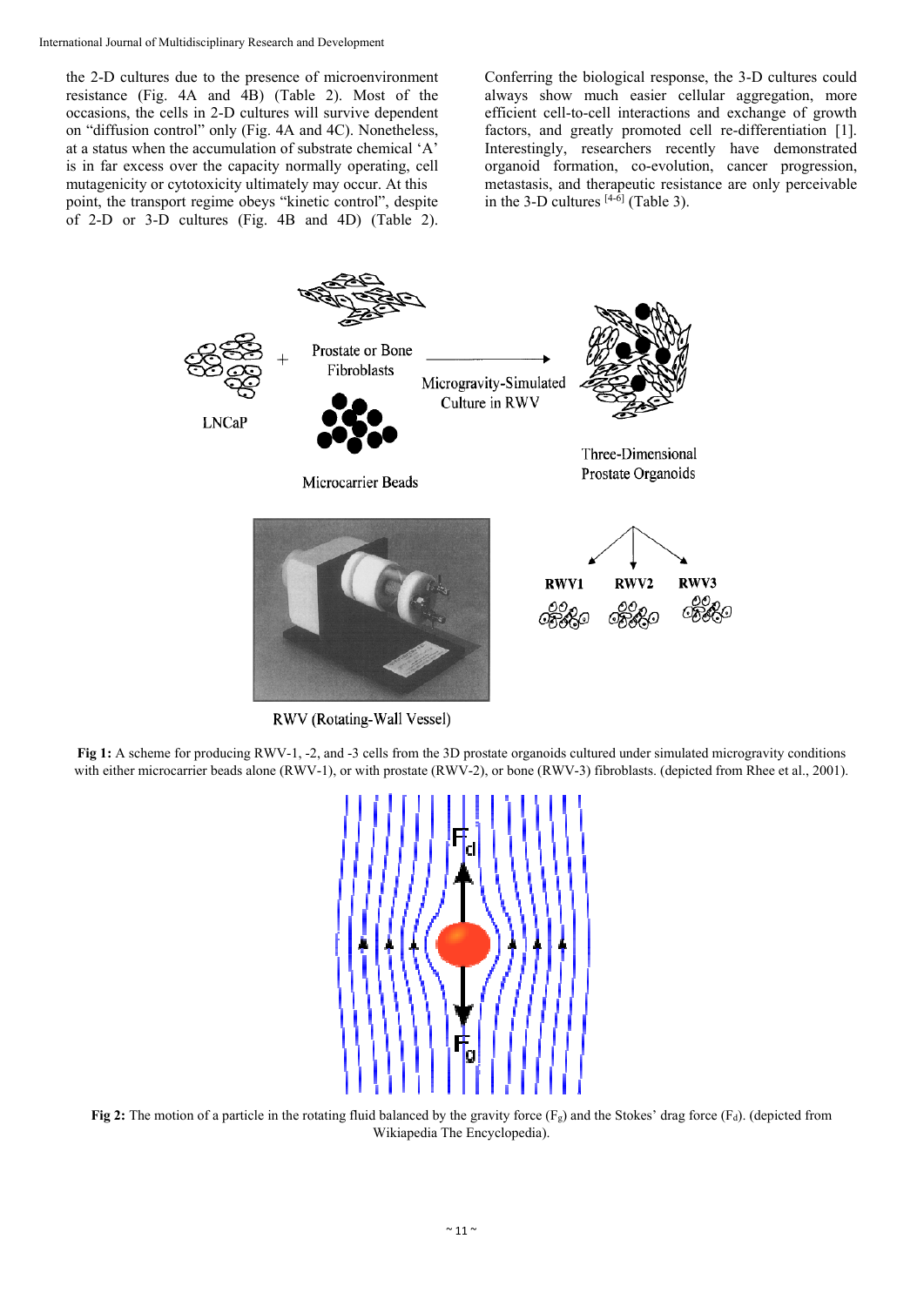the 2-D cultures due to the presence of microenvironment resistance (Fig. 4A and 4B) (Table 2). Most of the occasions, the cells in 2-D cultures will survive dependent on "diffusion control" only (Fig. 4A and 4C). Nonetheless, at a status when the accumulation of substrate chemical 'A' is in far excess over the capacity normally operating, cell mutagenicity or cytotoxicity ultimately may occur. At this point, the transport regime obeys "kinetic control", despite of 2-D or 3-D cultures (Fig. 4B and 4D) (Table 2).

Conferring the biological response, the 3-D cultures could always show much easier cellular aggregation, more efficient cell-to-cell interactions and exchange of growth factors, and greatly promoted cell re-differentiation [1]. Interestingly, researchers recently have demonstrated organoid formation, co-evolution, cancer progression, metastasis, and therapeutic resistance are only perceivable in the 3-D cultures [4-6] (Table 3).

**Fig 1:** A scheme for producing RWV-1, -2, and -3 cells from the 3D prostate organoids cultured under simulated microgravity conditions with either microcarrier beads alone (RWV-1), or with prostate (RWV-2), or bone (RWV-3) fibroblasts. (depicted from Rhee et al., 2001).

**Fig 2:** The motion of a particle in the rotating fluid balanced by the gravity force ($F_g$) and the Stokes' drag force ($F_d$). (depicted from Wikiapedia The Encyclopedia).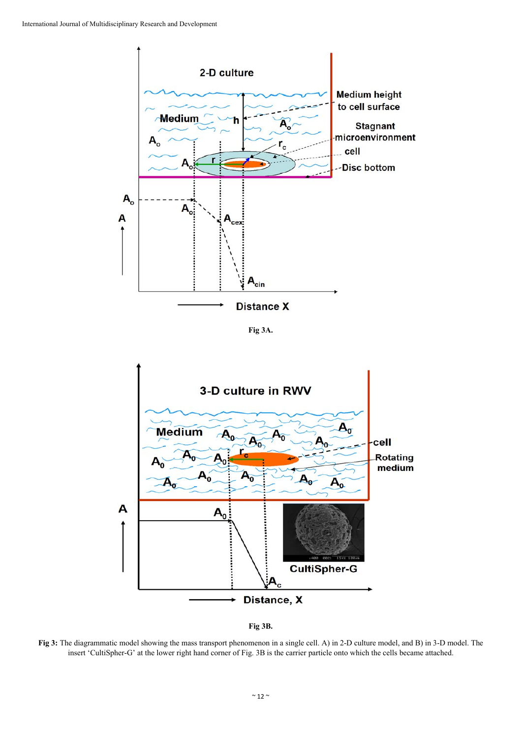Fig 3A.

Fig 3B.

**Fig 3:** The diagrammatic model showing the mass transport phenomenon in a single cell. A) in 2-D culture model, and B) in 3-D model. The insert 'CultiSpher-G' at the lower right hand corner of Fig. 3B is the carrier particle onto which the cells became attached.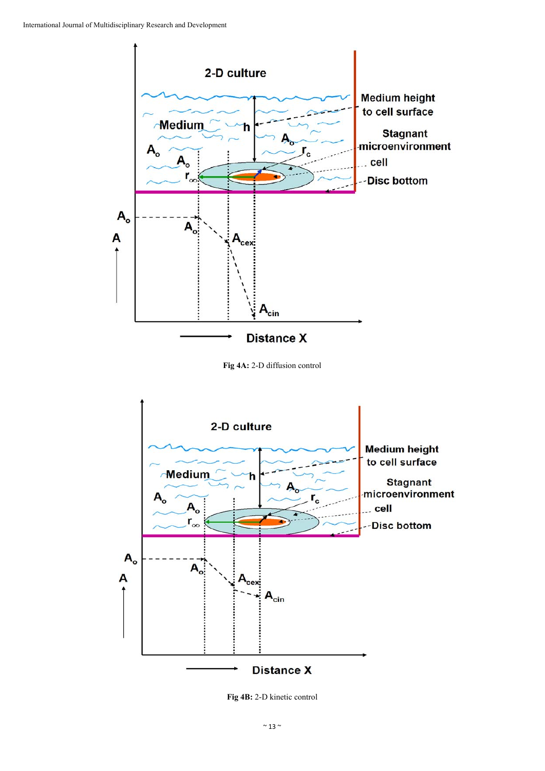**Fig 4A:** 2-D diffusion control

**Fig 4B:** 2-D kinetic control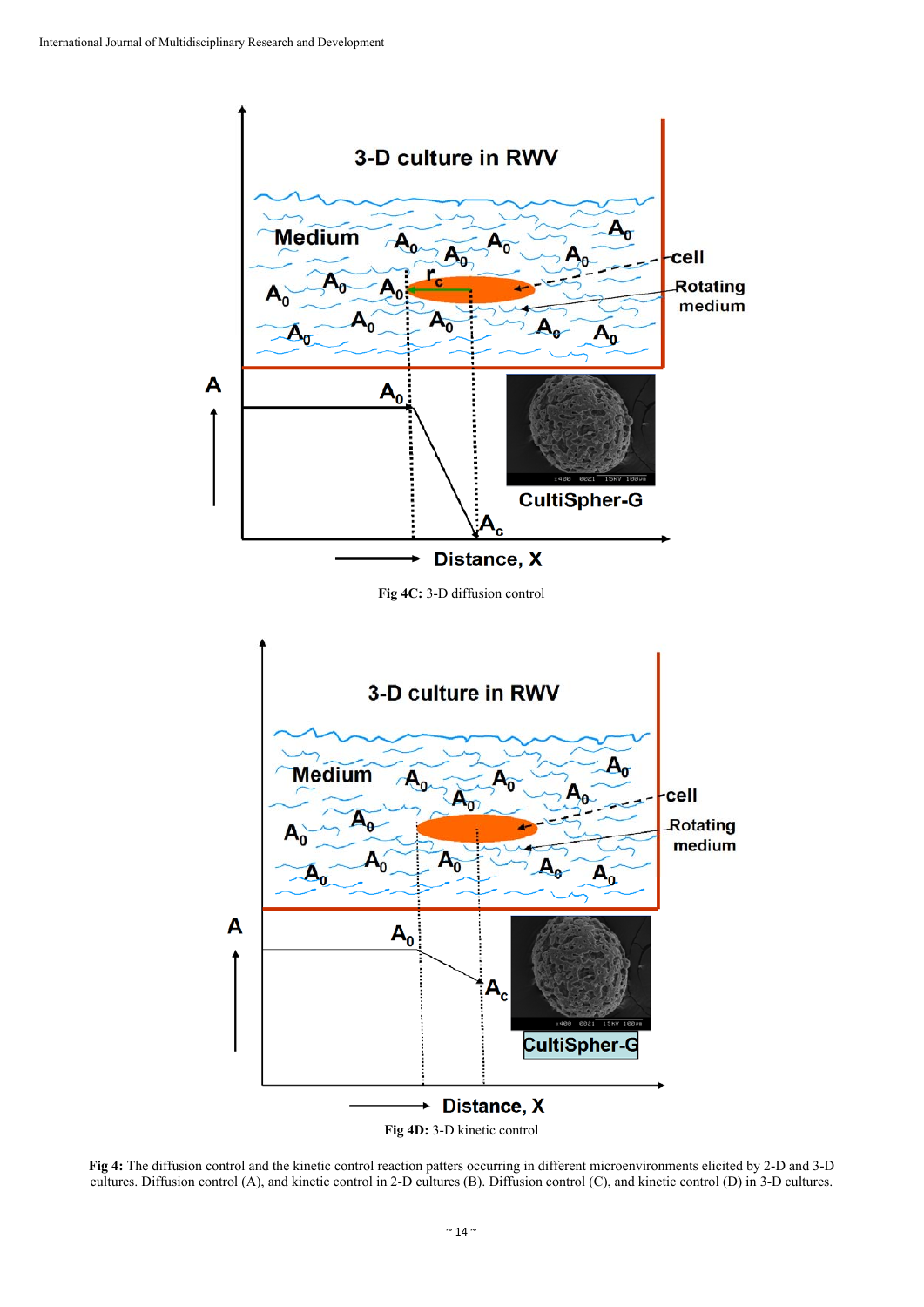**Fig 4C:** 3-D diffusion control

**Fig 4D:** 3-D kinetic control

**Fig 4:** The diffusion control and the kinetic control reaction patters occurring in different microenvironments elicited by 2-D and 3-D cultures. Diffusion control (A), and kinetic control in 2-D cultures (B). Diffusion control (C), and kinetic control (D) in 3-D cultures.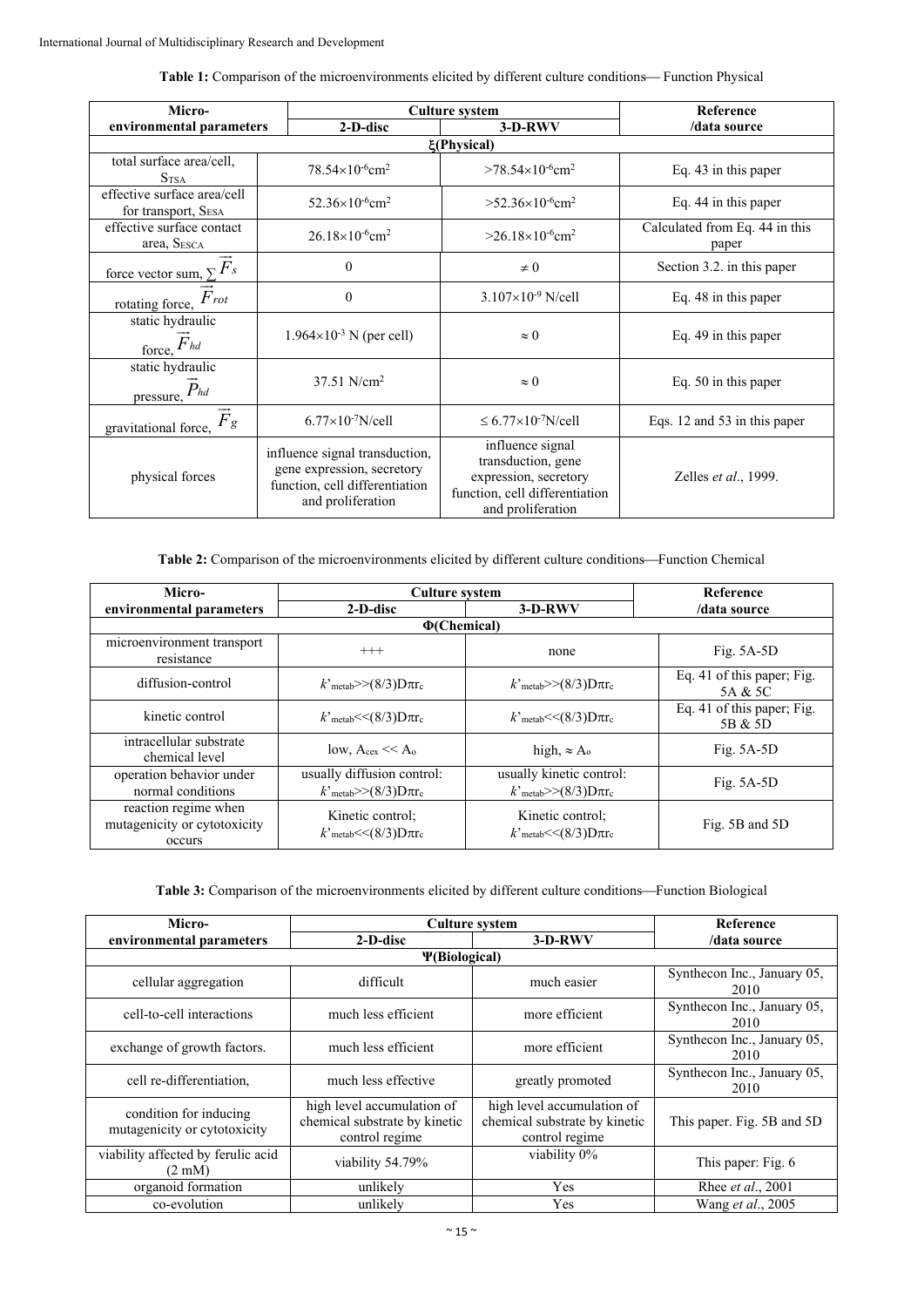**Table 1:** Comparison of the microenvironments elicited by different culture conditions— Function Physical

| Micro-environmental parameters | Culture system | | Reference /data source |
|---|---|---|---|
| | 2-D-disc | 3-D-RWV | |
| **ξ(Physical)** | | | |
| total surface area/cell, $S_{TSA}$ | $78.54 \times 10^{-6}cm^2$ | $>78.54 \times 10^{-6}cm^2$ | Eq. 43 in this paper |
| effective surface area/cell for transport, $S_{ESA}$ | $52.36 \times 10^{-6}cm^2$ | $>52.36 \times 10^{-6}cm^2$ | Eq. 44 in this paper |
| effective surface contact area, $S_{ESCA}$ | $26.18 \times 10^{-6}cm^2$ | $>26.18 \times 10^{-6}cm^2$ | Calculated from Eq. 44 in this paper |
| force vector sum, $\sum \vec{F}_s$ | 0 | $\neq 0$ | Section 3.2. in this paper |
| rotating force, $\vec{F}_{rot}$ | 0 | $3.107 \times 10^{-9}$ N/cell | Eq. 48 in this paper |
| static hydraulic force, $\vec{F}_{hd}$ | $1.964 \times 10^{-3}$ N (per cell) | $\approx 0$ | Eq. 49 in this paper |
| static hydraulic pressure, $\vec{P}_{hd}$ | 37.51 $N/cm^2$ | $\approx 0$ | Eq. 50 in this paper |
| gravitational force, $\vec{F}_g$ | $6.77 \times 10^{-7}$N/cell | $\leq 6.77 \times 10^{-7}$N/cell | Eqs. 12 and 53 in this paper |
| physical forces | influence signal transduction, gene expression, secretory function, cell differentiation and proliferation | influence signal transduction, gene expression, secretory function, cell differentiation and proliferation | Zelles *et al*., 1999. |

**Table 2:** Comparison of the microenvironments elicited by different culture conditions—Function Chemical

| Micro-environmental parameters | Culture system | | Reference /data source |
|---|---|---|---|
| | 2-D-disc | 3-D-RWV | |
| **Φ(Chemical)** | | | |
| microenvironment transport resistance | +++ | none | Fig. 5A-5D |
| diffusion-control | $k'_{metab} \gg (8/3)D\pi r_c$ | $k'_{metab} \gg (8/3)D\pi r_c$ | Eq. 41 of this paper; Fig. 5A & 5C |
| kinetic control | $k'_{metab} \ll (8/3)D\pi r_c$ | $k'_{metab} \ll (8/3)D\pi r_c$ | Eq. 41 of this paper; Fig. 5B & 5D |
| intracellular substrate chemical level | low, $A_{cex} \ll A_o$ | high, $\approx A_o$ | Fig. 5A-5D |
| operation behavior under normal conditions | usually diffusion control: $k'_{metab} \gg (8/3)D\pi r_c$ | usually kinetic control: $k'_{metab} \gg (8/3)D\pi r_c$ | Fig. 5A-5D |
| reaction regime when mutagenicity or cytotoxicity occurs | Kinetic control; $k'_{metab} \ll (8/3)D\pi r_c$ | Kinetic control; $k'_{metab} \ll (8/3)D\pi r_c$ | Fig. 5B and 5D |

**Table 3:** Comparison of the microenvironments elicited by different culture conditions—Function Biological

| Micro-environmental parameters | Culture system | | Reference /data source |
|---|---|---|---|
| | 2-D-disc | 3-D-RWV | |
| **Ψ(Biological)** | | | |
| cellular aggregation | difficult | much easier | Synthecon Inc., January 05, 2010 |
| cell-to-cell interactions | much less efficient | more efficient | Synthecon Inc., January 05, 2010 |
| exchange of growth factors. | much less efficient | more efficient | Synthecon Inc., January 05, 2010 |
| cell re-differentiation, | much less effective | greatly promoted | Synthecon Inc., January 05, 2010 |
| condition for inducing mutagenicity or cytotoxicity | high level accumulation of chemical substrate by kinetic control regime | high level accumulation of chemical substrate by kinetic control regime | This paper. Fig. 5B and 5D |
| viability affected by ferulic acid (2 mM) | viability 54.79% | viability 0% | This paper: Fig. 6 |
| organoid formation | unlikely | Yes | Rhee *et al*., 2001 |
| co-evolution | unlikely | Yes | Wang *et al*., 2005 |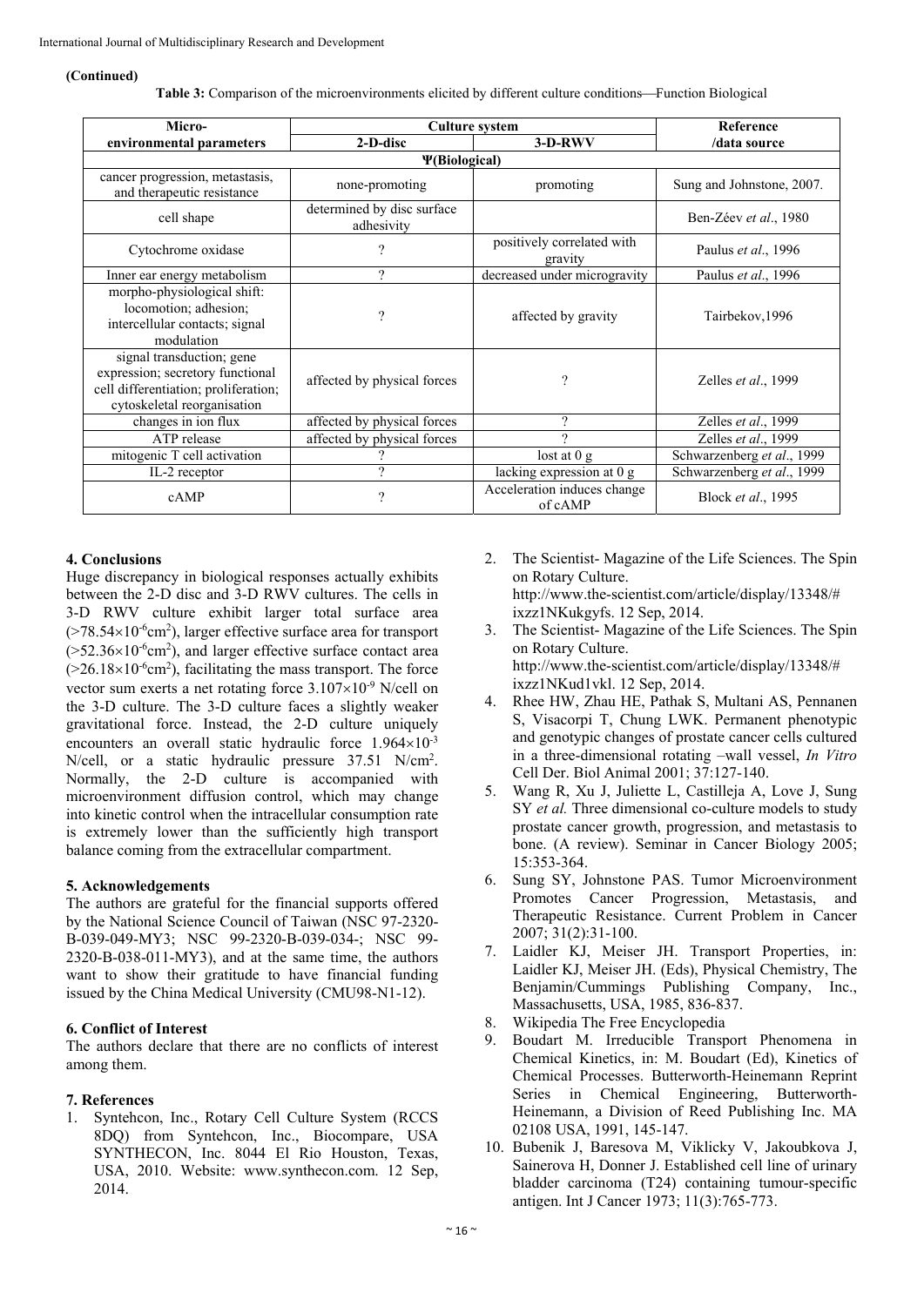**(Continued)**

**Table 3:** Comparison of the microenvironments elicited by different culture conditions—Function Biological

| Micro-environmental parameters | Culture system | | Reference /data source |
|---|---|---|---|
| | 2-D-disc | 3-D-RWV | |
| **Ψ(Biological)** | | | |
| cancer progression, metastasis, and therapeutic resistance | none-promoting | promoting | Sung and Johnstone, 2007. |
| cell shape | determined by disc surface adhesivity | | Ben-Zéev *et al*., 1980 |
| Cytochrome oxidase | ? | positively correlated with gravity | Paulus *et al*., 1996 |
| Inner ear energy metabolism | ? | decreased under microgravity | Paulus *et al*., 1996 |
| morpho-physiological shift: locomotion; adhesion; intercellular contacts; signal modulation | ? | affected by gravity | Tairbekov,1996 |
| signal transduction; gene expression; secretory functional cell differentiation; proliferation; cytoskeletal reorganisation | affected by physical forces | ? | Zelles *et al*., 1999 |
| changes in ion flux | affected by physical forces | ? | Zelles *et al*., 1999 |
| ATP release | affected by physical forces | ? | Zelles *et al*., 1999 |
| mitogenic T cell activation | ? | lost at 0 g | Schwarzenberg *et al*., 1999 |
| IL-2 receptor | ? | lacking expression at 0 g | Schwarzenberg *et al*., 1999 |
| cAMP | ? | Acceleration induces change of cAMP | Block *et al*., 1995 |

## 4. Conclusions

Huge discrepancy in biological responses actually exhibits between the 2-D disc and 3-D RWV cultures. The cells in 3-D RWV culture exhibit larger total surface area ($>78.54\times10^{-6}$cm$^2$), larger effective surface area for transport ($>52.36\times10^{-6}$cm$^2$), and larger effective surface contact area ($>26.18\times10^{-6}$cm$^2$), facilitating the mass transport. The force vector sum exerts a net rotating force $3.107\times10^{-9}$ N/cell on the 3-D culture. The 3-D culture faces a slightly weaker gravitational force. Instead, the 2-D culture uniquely encounters an overall static hydraulic force $1.964\times10^{-3}$ N/cell, or a static hydraulic pressure 37.51 N/cm$^2$. Normally, the 2-D culture is accompanied with microenvironment diffusion control, which may change into kinetic control when the intracellular consumption rate is extremely lower than the sufficiently high transport balance coming from the extracellular compartment.

## 5. Acknowledgements

The authors are grateful for the financial supports offered by the National Science Council of Taiwan (NSC 97-2320-B-039-049-MY3; NSC 99-2320-B-039-034-; NSC 99-2320-B-038-011-MY3), and at the same time, the authors want to show their gratitude to have financial funding issued by the China Medical University (CMU98-N1-12).

## 6. Conflict of Interest

The authors declare that there are no conflicts of interest among them.

## 7. References

1. Syntehcon, Inc., Rotary Cell Culture System (RCCS 8DQ) from Syntehcon, Inc., Biocompare, USA SYNTHECON, Inc. 8044 El Rio Houston, Texas, USA, 2010. Website: www.synthecon.com. 12 Sep, 2014.
2. The Scientist- Magazine of the Life Sciences. The Spin on Rotary Culture. http://www.the-scientist.com/article/display/13348/#ixzz1NKukgyfs. 12 Sep, 2014.
3. The Scientist- Magazine of the Life Sciences. The Spin on Rotary Culture. http://www.the-scientist.com/article/display/13348/#ixzz1NKud1vkl. 12 Sep, 2014.
4. Rhee HW, Zhau HE, Pathak S, Multani AS, Pennanen S, Visacorpi T, Chung LWK. Permanent phenotypic and genotypic changes of prostate cancer cells cultured in a three-dimensional rotating –wall vessel, *In Vitro* Cell Der. Biol Animal 2001; 37:127-140.
5. Wang R, Xu J, Juliette L, Castilleja A, Love J, Sung SY *et al.* Three dimensional co-culture models to study prostate cancer growth, progression, and metastasis to bone. (A review). Seminar in Cancer Biology 2005; 15:353-364.
6. Sung SY, Johnstone PAS. Tumor Microenvironment Promotes Cancer Progression, Metastasis, and Therapeutic Resistance. Current Problem in Cancer 2007; 31(2):31-100.
7. Laidler KJ, Meiser JH. Transport Properties, in: Laidler KJ, Meiser JH. (Eds), Physical Chemistry, The Benjamin/Cummings Publishing Company, Inc., Massachusetts, USA, 1985, 836-837.
8. Wikipedia The Free Encyclopedia
9. Boudart M. Irreducible Transport Phenomena in Chemical Kinetics, in: M. Boudart (Ed), Kinetics of Chemical Processes. Butterworth-Heinemann Reprint Series in Chemical Engineering, Butterworth-Heinemann, a Division of Reed Publishing Inc. MA 02108 USA, 1991, 145-147.
10. Bubenik J, Baresova M, Viklicky V, Jakoubkova J, Sainerova H, Donner J. Established cell line of urinary bladder carcinoma (T24) containing tumour-specific antigen. Int J Cancer 1973; 11(3):765-773.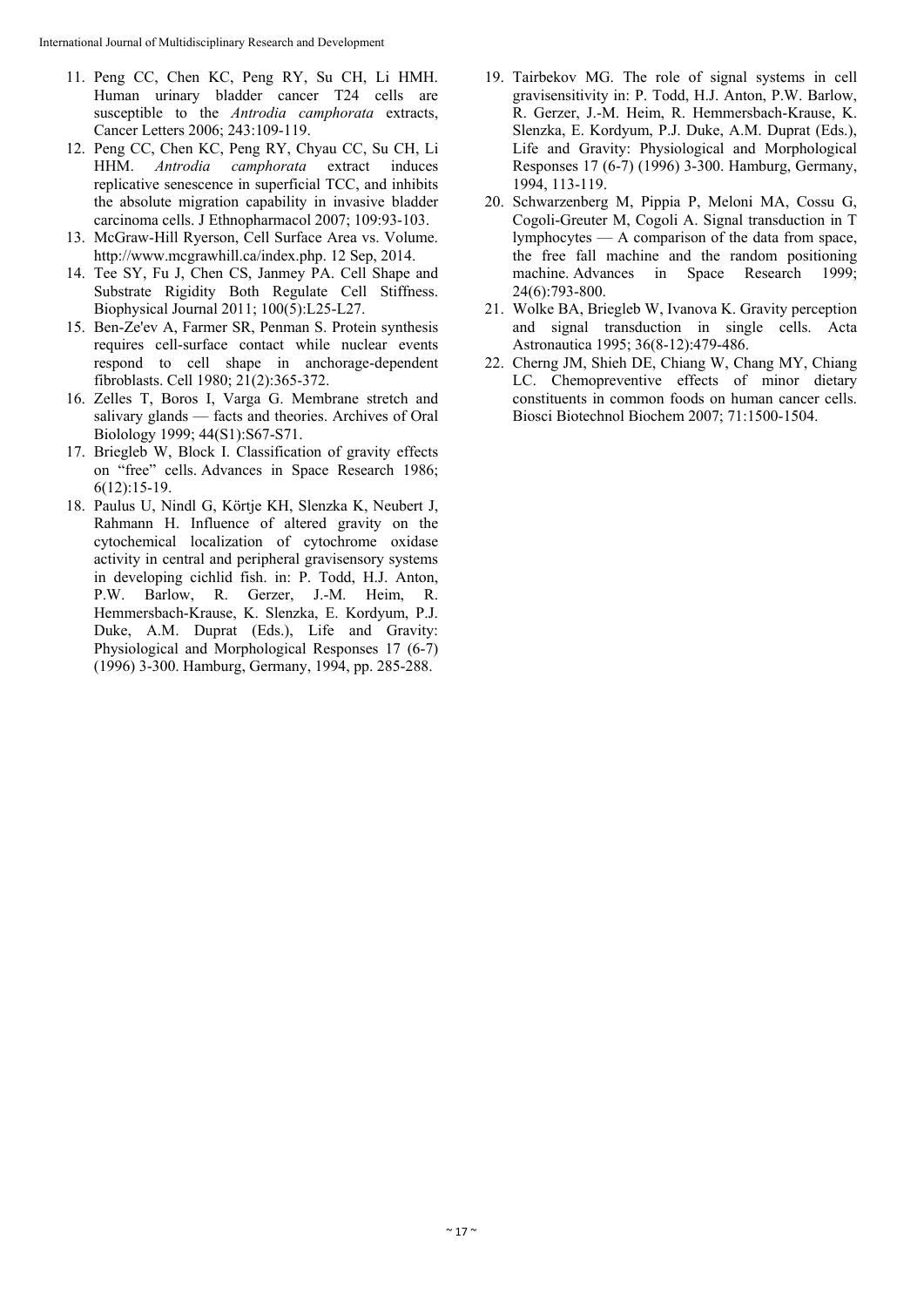11. Peng CC, Chen KC, Peng RY, Su CH, Li HMH. Human urinary bladder cancer T24 cells are susceptible to the *Antrodia camphorata* extracts, Cancer Letters 2006; 243:109-119.
12. Peng CC, Chen KC, Peng RY, Chyau CC, Su CH, Li HHM. *Antrodia camphorata* extract induces replicative senescence in superficial TCC, and inhibits the absolute migration capability in invasive bladder carcinoma cells. J Ethnopharmacol 2007; 109:93-103.
13. McGraw-Hill Ryerson, Cell Surface Area vs. Volume. http://www.mcgrawhill.ca/index.php. 12 Sep, 2014.
14. Tee SY, Fu J, Chen CS, Janmey PA. Cell Shape and Substrate Rigidity Both Regulate Cell Stiffness. Biophysical Journal 2011; 100(5):L25-L27.
15. Ben-Ze'ev A, Farmer SR, Penman S. Protein synthesis requires cell-surface contact while nuclear events respond to cell shape in anchorage-dependent fibroblasts. Cell 1980; 21(2):365-372.
16. Zelles T, Boros I, Varga G. Membrane stretch and salivary glands — facts and theories. Archives of Oral Biolology 1999; 44(S1):S67-S71.
17. Briegleb W, Block I. Classification of gravity effects on "free" cells. Advances in Space Research 1986; 6(12):15-19.
18. Paulus U, Nindl G, Körtje KH, Slenzka K, Neubert J, Rahmann H. Influence of altered gravity on the cytochemical localization of cytochrome oxidase activity in central and peripheral gravisensory systems in developing cichlid fish. in: P. Todd, H.J. Anton, P.W. Barlow, R. Gerzer, J.-M. Heim, R. Hemmersbach-Krause, K. Slenzka, E. Kordyum, P.J. Duke, A.M. Duprat (Eds.), Life and Gravity: Physiological and Morphological Responses 17 (6-7) (1996) 3-300. Hamburg, Germany, 1994, pp. 285-288.
19. Tairbekov MG. The role of signal systems in cell gravisensitivity in: P. Todd, H.J. Anton, P.W. Barlow, R. Gerzer, J.-M. Heim, R. Hemmersbach-Krause, K. Slenzka, E. Kordyum, P.J. Duke, A.M. Duprat (Eds.), Life and Gravity: Physiological and Morphological Responses 17 (6-7) (1996) 3-300. Hamburg, Germany, 1994, 113-119.
20. Schwarzenberg M, Pippia P, Meloni MA, Cossu G, Cogoli-Greuter M, Cogoli A. Signal transduction in T lymphocytes — A comparison of the data from space, the free fall machine and the random positioning machine. Advances in Space Research 1999; 24(6):793-800.
21. Wolke BA, Briegleb W, Ivanova K. Gravity perception and signal transduction in single cells. Acta Astronautica 1995; 36(8-12):479-486.
22. Cherng JM, Shieh DE, Chiang W, Chang MY, Chiang LC. Chemopreventive effects of minor dietary constituents in common foods on human cancer cells. Biosci Biotechnol Biochem 2007; 71:1500-1504.